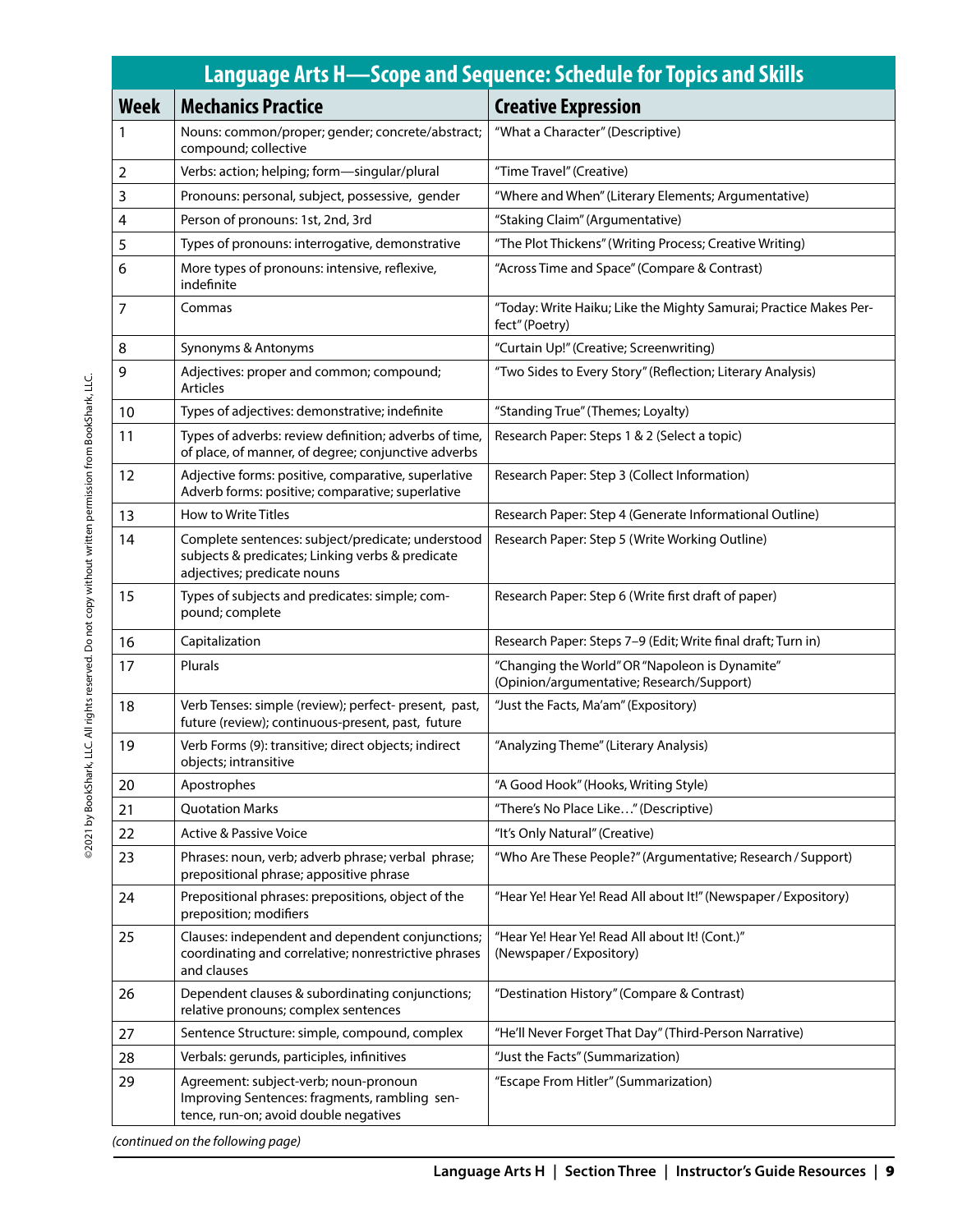## Language Arts H—Scope and Sequence: Schedule for Topics and Skills

| Week | Mechanics Practice | Creative Expression |
|---|---|---|
| 1 | Nouns: common/proper; gender; concrete/abstract; compound; collective | "What a Character" (Descriptive) |
| 2 | Verbs: action; helping; form—singular/plural | "Time Travel" (Creative) |
| 3 | Pronouns: personal, subject, possessive, gender | "Where and When" (Literary Elements; Argumentative) |
| 4 | Person of pronouns: 1st, 2nd, 3rd | "Staking Claim" (Argumentative) |
| 5 | Types of pronouns: interrogative, demonstrative | "The Plot Thickens" (Writing Process; Creative Writing) |
| 6 | More types of pronouns: intensive, reflexive, indefinite | "Across Time and Space" (Compare & Contrast) |
| 7 | Commas | "Today: Write Haiku; Like the Mighty Samurai; Practice Makes Perfect" (Poetry) |
| 8 | Synonyms & Antonyms | "Curtain Up!" (Creative; Screenwriting) |
| 9 | Adjectives: proper and common; compound; Articles | "Two Sides to Every Story" (Reflection; Literary Analysis) |
| 10 | Types of adjectives: demonstrative; indefinite | "Standing True" (Themes; Loyalty) |
| 11 | Types of adverbs: review definition; adverbs of time, of place, of manner, of degree; conjunctive adverbs | Research Paper: Steps 1 & 2 (Select a topic) |
| 12 | Adjective forms: positive, comparative, superlative Adverb forms: positive; comparative; superlative | Research Paper: Step 3 (Collect Information) |
| 13 | How to Write Titles | Research Paper: Step 4 (Generate Informational Outline) |
| 14 | Complete sentences: subject/predicate; understood subjects & predicates; Linking verbs & predicate adjectives; predicate nouns | Research Paper: Step 5 (Write Working Outline) |
| 15 | Types of subjects and predicates: simple; compound; complete | Research Paper: Step 6 (Write first draft of paper) |
| 16 | Capitalization | Research Paper: Steps 7–9 (Edit; Write final draft; Turn in) |
| 17 | Plurals | "Changing the World" OR "Napoleon is Dynamite" (Opinion/argumentative; Research/Support) |
| 18 | Verb Tenses: simple (review); perfect- present, past, future (review); continuous-present, past, future | "Just the Facts, Ma'am" (Expository) |
| 19 | Verb Forms (9): transitive; direct objects; indirect objects; intransitive | "Analyzing Theme" (Literary Analysis) |
| 20 | Apostrophes | "A Good Hook" (Hooks, Writing Style) |
| 21 | Quotation Marks | "There's No Place Like…" (Descriptive) |
| 22 | Active & Passive Voice | "It's Only Natural" (Creative) |
| 23 | Phrases: noun, verb; adverb phrase; verbal phrase; prepositional phrase; appositive phrase | "Who Are These People?" (Argumentative; Research / Support) |
| 24 | Prepositional phrases: prepositions, object of the preposition; modifiers | "Hear Ye! Hear Ye! Read All about It!" (Newspaper / Expository) |
| 25 | Clauses: independent and dependent conjunctions; coordinating and correlative; nonrestrictive phrases and clauses | "Hear Ye! Hear Ye! Read All about It! (Cont.)" (Newspaper / Expository) |
| 26 | Dependent clauses & subordinating conjunctions; relative pronouns; complex sentences | "Destination History" (Compare & Contrast) |
| 27 | Sentence Structure: simple, compound, complex | "He'll Never Forget That Day" (Third-Person Narrative) |
| 28 | Verbals: gerunds, participles, infinitives | "Just the Facts" (Summarization) |
| 29 | Agreement: subject-verb; noun-pronoun Improving Sentences: fragments, rambling sentence, run-on; avoid double negatives | "Escape From Hitler" (Summarization) |

*(continued on the following page)*

©2021 by BookShark, LLC. All rights reserved. Do not copy without written permission from BookShark, LLC.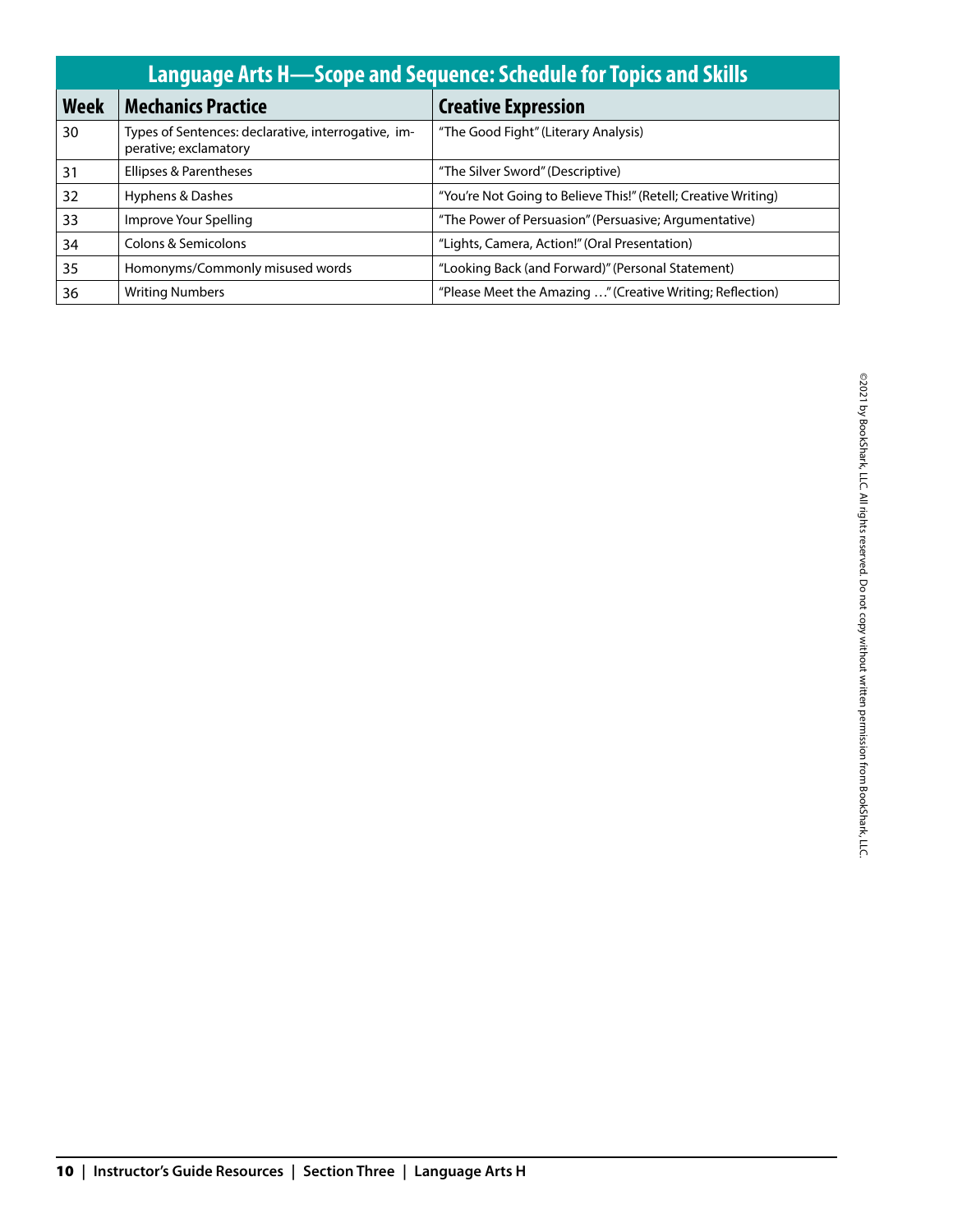| Language Arts H—Scope and Sequence: Schedule for Topics and Skills | | |
|---|---|---|
| **Week** | **Mechanics Practice** | **Creative Expression** |
| 30 | Types of Sentences: declarative, interrogative, imperative; exclamatory | "The Good Fight" (Literary Analysis) |
| 31 | Ellipses & Parentheses | "The Silver Sword" (Descriptive) |
| 32 | Hyphens & Dashes | "You're Not Going to Believe This!" (Retell; Creative Writing) |
| 33 | Improve Your Spelling | "The Power of Persuasion" (Persuasive; Argumentative) |
| 34 | Colons & Semicolons | "Lights, Camera, Action!" (Oral Presentation) |
| 35 | Homonyms/Commonly misused words | "Looking Back (and Forward)" (Personal Statement) |
| 36 | Writing Numbers | "Please Meet the Amazing …" (Creative Writing; Reflection) |

©2021 by BookShark, LLC. All rights reserved. Do not copy without written permission from BookShark, LLC.